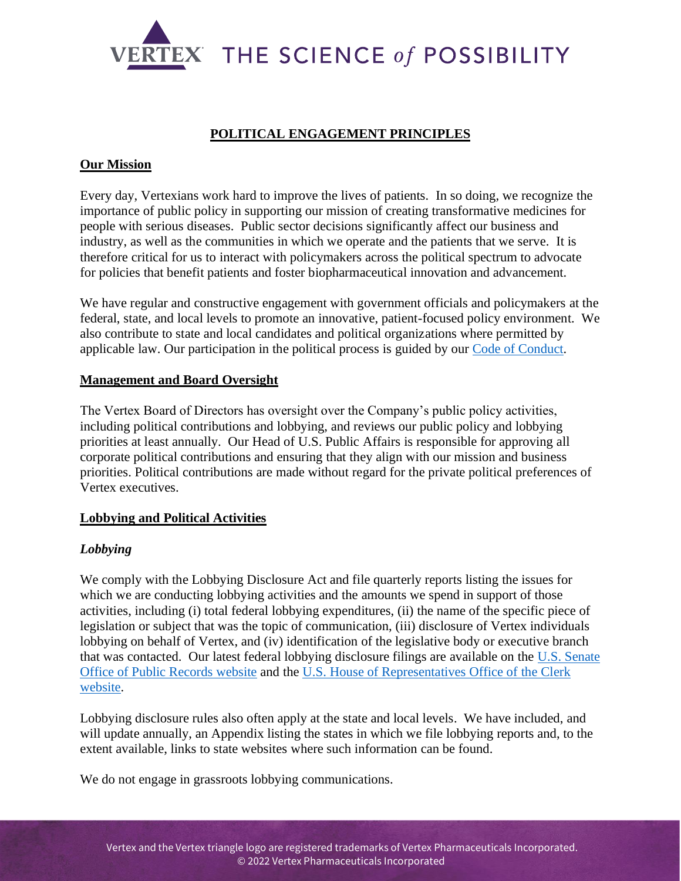# POLITICAL ENGAGEMENT PRINCIPLES

## Our Mission

Every day, Vertexians work hard to improve the lives of patients. In so doing, we recognize the importance of public policy in supporting our mission of creating transformative medicines for people with serious diseases. Public sector decisions significantly affect our business and industry, as well as the communities in which we operate and the patients that we serve. It is therefore critical for us to interact with policymakers across the political spectrum to advocate for policies that benefit patients and foster biopharmaceutical innovation and advancement.

We have regular and constructive engagement with government officials and policymakers at the federal, state, and local levels to promote an innovative, patient-focused policy environment. We also contribute to state and local candidates and political organizations where permitted by applicable law. Our participation in the political process is guided by our Code of Conduct.

## Management and Board Oversight

The Vertex Board of Directors has oversight over the Company's public policy activities, including political contributions and lobbying, and reviews our public policy and lobbying priorities at least annually. Our Head of U.S. Public Affairs is responsible for approving all corporate political contributions and ensuring that they align with our mission and business priorities. Political contributions are made without regard for the private political preferences of Vertex executives.

## Lobbying and Political Activities

### *Lobbying*

We comply with the Lobbying Disclosure Act and file quarterly reports listing the issues for which we are conducting lobbying activities and the amounts we spend in support of those activities, including (i) total federal lobbying expenditures, (ii) the name of the specific piece of legislation or subject that was the topic of communication, (iii) disclosure of Vertex individuals lobbying on behalf of Vertex, and (iv) identification of the legislative body or executive branch that was contacted. Our latest federal lobbying disclosure filings are available on the U.S. Senate Office of Public Records website and the U.S. House of Representatives Office of the Clerk website.

Lobbying disclosure rules also often apply at the state and local levels. We have included, and will update annually, an Appendix listing the states in which we file lobbying reports and, to the extent available, links to state websites where such information can be found.

We do not engage in grassroots lobbying communications.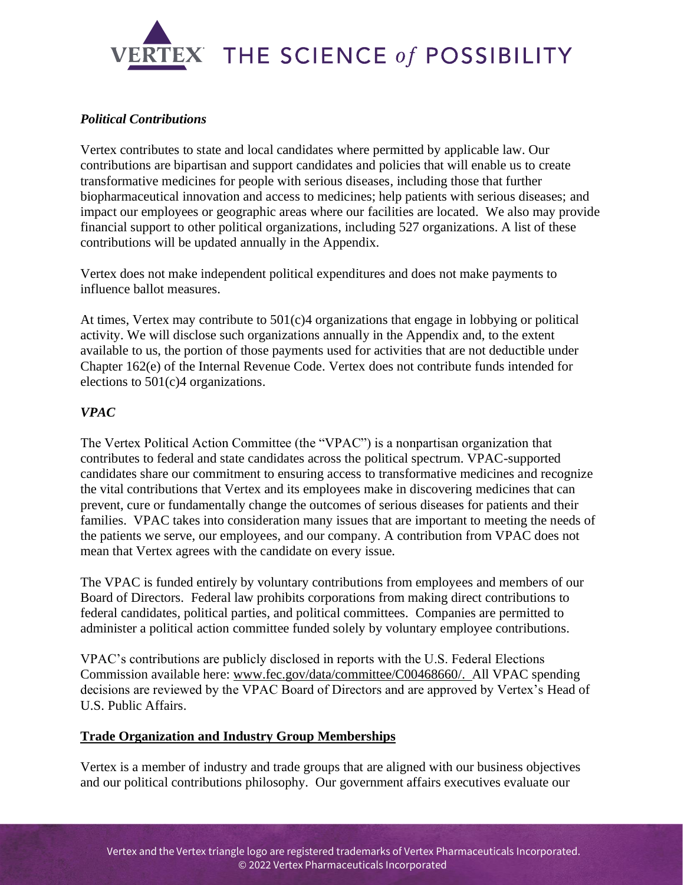### *Political Contributions*

Vertex contributes to state and local candidates where permitted by applicable law. Our contributions are bipartisan and support candidates and policies that will enable us to create transformative medicines for people with serious diseases, including those that further biopharmaceutical innovation and access to medicines; help patients with serious diseases; and impact our employees or geographic areas where our facilities are located. We also may provide financial support to other political organizations, including 527 organizations. A list of these contributions will be updated annually in the Appendix.

Vertex does not make independent political expenditures and does not make payments to influence ballot measures.

At times, Vertex may contribute to 501(c)4 organizations that engage in lobbying or political activity. We will disclose such organizations annually in the Appendix and, to the extent available to us, the portion of those payments used for activities that are not deductible under Chapter 162(e) of the Internal Revenue Code. Vertex does not contribute funds intended for elections to 501(c)4 organizations.

### *VPAC*

The Vertex Political Action Committee (the "VPAC") is a nonpartisan organization that contributes to federal and state candidates across the political spectrum. VPAC-supported candidates share our commitment to ensuring access to transformative medicines and recognize the vital contributions that Vertex and its employees make in discovering medicines that can prevent, cure or fundamentally change the outcomes of serious diseases for patients and their families. VPAC takes into consideration many issues that are important to meeting the needs of the patients we serve, our employees, and our company. A contribution from VPAC does not mean that Vertex agrees with the candidate on every issue.

The VPAC is funded entirely by voluntary contributions from employees and members of our Board of Directors. Federal law prohibits corporations from making direct contributions to federal candidates, political parties, and political committees. Companies are permitted to administer a political action committee funded solely by voluntary employee contributions.

VPAC's contributions are publicly disclosed in reports with the U.S. Federal Elections Commission available here: www.fec.gov/data/committee/C00468660/. All VPAC spending decisions are reviewed by the VPAC Board of Directors and are approved by Vertex's Head of U.S. Public Affairs.

## **Trade Organization and Industry Group Memberships**

Vertex is a member of industry and trade groups that are aligned with our business objectives and our political contributions philosophy. Our government affairs executives evaluate our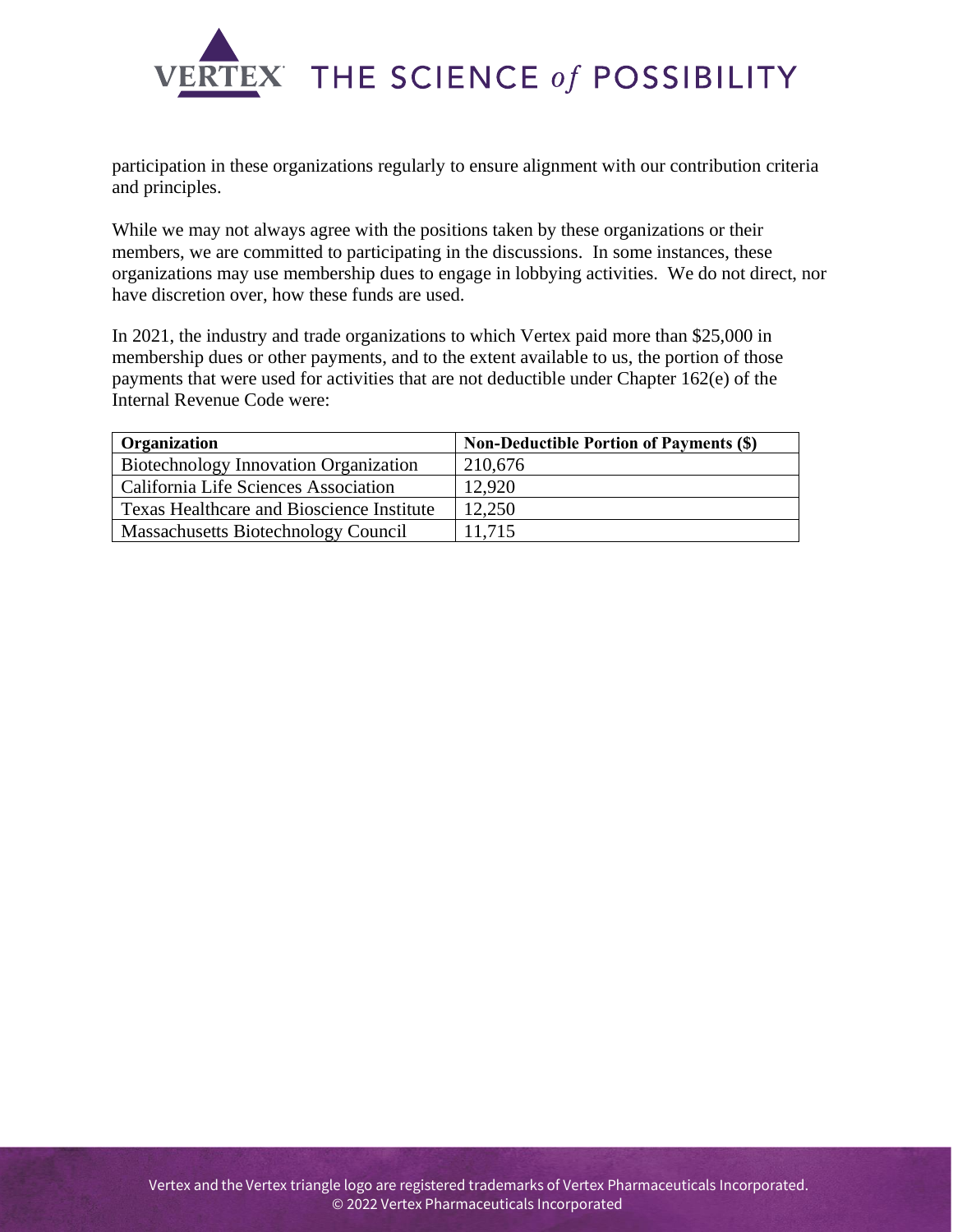participation in these organizations regularly to ensure alignment with our contribution criteria and principles.

While we may not always agree with the positions taken by these organizations or their members, we are committed to participating in the discussions. In some instances, these organizations may use membership dues to engage in lobbying activities. We do not direct, nor have discretion over, how these funds are used.

In 2021, the industry and trade organizations to which Vertex paid more than $25,000 in membership dues or other payments, and to the extent available to us, the portion of those payments that were used for activities that are not deductible under Chapter 162(e) of the Internal Revenue Code were:

| Organization | Non-Deductible Portion of Payments ($) |
| --- | --- |
| Biotechnology Innovation Organization | 210,676 |
| California Life Sciences Association | 12,920 |
| Texas Healthcare and Bioscience Institute | 12,250 |
| Massachusetts Biotechnology Council | 11,715 |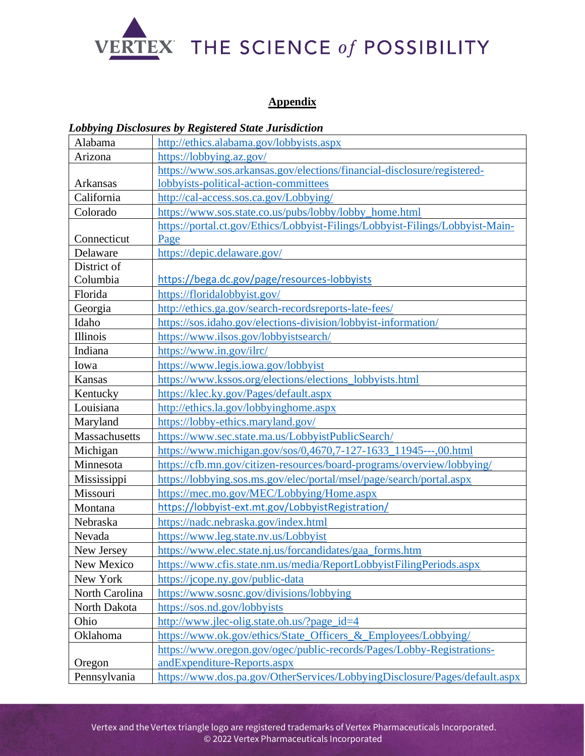## Appendix

***Lobbying Disclosures by Registered State Jurisdiction***

| | |
|---|---|
| Alabama | http://ethics.alabama.gov/lobbyists.aspx |
| Arizona | https://lobbying.az.gov/ |
| Arkansas | https://www.sos.arkansas.gov/elections/financial-disclosure/registered-lobbyists-political-action-committees |
| California | http://cal-access.sos.ca.gov/Lobbying/ |
| Colorado | https://www.sos.state.co.us/pubs/lobby/lobby_home.html |
| Connecticut | https://portal.ct.gov/Ethics/Lobbyist-Filings/Lobbyist-Filings/Lobbyist-Main-Page |
| Delaware | https://depic.delaware.gov/ |
| District of Columbia | https://bega.dc.gov/page/resources-lobbyists |
| Florida | https://floridalobbyist.gov/ |
| Georgia | http://ethics.ga.gov/search-recordsreports-late-fees/ |
| Idaho | https://sos.idaho.gov/elections-division/lobbyist-information/ |
| Illinois | https://www.ilsos.gov/lobbyistsearch/ |
| Indiana | https://www.in.gov/ilrc/ |
| Iowa | https://www.legis.iowa.gov/lobbyist |
| Kansas | https://www.kssos.org/elections/elections_lobbyists.html |
| Kentucky | https://klec.ky.gov/Pages/default.aspx |
| Louisiana | http://ethics.la.gov/lobbyinghome.aspx |
| Maryland | https://lobby-ethics.maryland.gov/ |
| Massachusetts | https://www.sec.state.ma.us/LobbyistPublicSearch/ |
| Michigan | https://www.michigan.gov/sos/0,4670,7-127-1633_11945---,00.html |
| Minnesota | https://cfb.mn.gov/citizen-resources/board-programs/overview/lobbying/ |
| Mississippi | https://lobbying.sos.ms.gov/elec/portal/msel/page/search/portal.aspx |
| Missouri | https://mec.mo.gov/MEC/Lobbying/Home.aspx |
| Montana | https://lobbyist-ext.mt.gov/LobbyistRegistration/ |
| Nebraska | https://nadc.nebraska.gov/index.html |
| Nevada | https://www.leg.state.nv.us/Lobbyist |
| New Jersey | https://www.elec.state.nj.us/forcandidates/gaa_forms.htm |
| New Mexico | https://www.cfis.state.nm.us/media/ReportLobbyistFilingPeriods.aspx |
| New York | https://jcope.ny.gov/public-data |
| North Carolina | https://www.sosnc.gov/divisions/lobbying |
| North Dakota | https://sos.nd.gov/lobbyists |
| Ohio | http://www.jlec-olig.state.oh.us/?page_id=4 |
| Oklahoma | https://www.ok.gov/ethics/State_Officers_&_Employees/Lobbying/ |
| Oregon | https://www.oregon.gov/ogec/public-records/Pages/Lobby-Registrations-andExpenditure-Reports.aspx |
| Pennsylvania | https://www.dos.pa.gov/OtherServices/LobbyingDisclosure/Pages/default.aspx |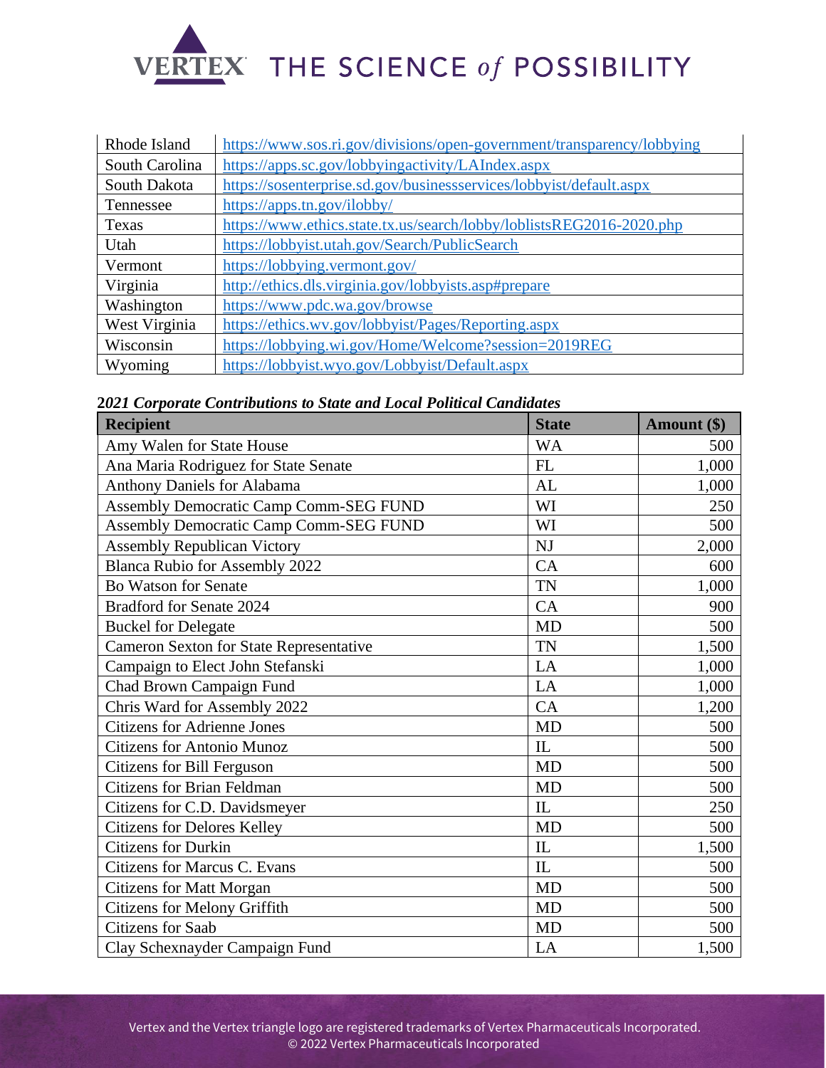| Rhode Island | https://www.sos.ri.gov/divisions/open-government/transparency/lobbying |
|---|---|
| South Carolina | https://apps.sc.gov/lobbyingactivity/LAIndex.aspx |
| South Dakota | https://sosenterprise.sd.gov/businessservices/lobbyist/default.aspx |
| Tennessee | https://apps.tn.gov/ilobby/ |
| Texas | https://www.ethics.state.tx.us/search/lobby/loblistsREG2016-2020.php |
| Utah | https://lobbyist.utah.gov/Search/PublicSearch |
| Vermont | https://lobbying.vermont.gov/ |
| Virginia | http://ethics.dls.virginia.gov/lobbyists.asp#prepare |
| Washington | https://www.pdc.wa.gov/browse |
| West Virginia | https://ethics.wv.gov/lobbyist/Pages/Reporting.aspx |
| Wisconsin | https://lobbying.wi.gov/Home/Welcome?session=2019REG |
| Wyoming | https://lobbyist.wyo.gov/Lobbyist/Default.aspx |

***2021 Corporate Contributions to State and Local Political Candidates***

| Recipient | State | Amount ($) |
|---|---|---|
| Amy Walen for State House | WA | 500 |
| Ana Maria Rodriguez for State Senate | FL | 1,000 |
| Anthony Daniels for Alabama | AL | 1,000 |
| Assembly Democratic Camp Comm-SEG FUND | WI | 250 |
| Assembly Democratic Camp Comm-SEG FUND | WI | 500 |
| Assembly Republican Victory | NJ | 2,000 |
| Blanca Rubio for Assembly 2022 | CA | 600 |
| Bo Watson for Senate | TN | 1,000 |
| Bradford for Senate 2024 | CA | 900 |
| Buckel for Delegate | MD | 500 |
| Cameron Sexton for State Representative | TN | 1,500 |
| Campaign to Elect John Stefanski | LA | 1,000 |
| Chad Brown Campaign Fund | LA | 1,000 |
| Chris Ward for Assembly 2022 | CA | 1,200 |
| Citizens for Adrienne Jones | MD | 500 |
| Citizens for Antonio Munoz | IL | 500 |
| Citizens for Bill Ferguson | MD | 500 |
| Citizens for Brian Feldman | MD | 500 |
| Citizens for C.D. Davidsmeyer | IL | 250 |
| Citizens for Delores Kelley | MD | 500 |
| Citizens for Durkin | IL | 1,500 |
| Citizens for Marcus C. Evans | IL | 500 |
| Citizens for Matt Morgan | MD | 500 |
| Citizens for Melony Griffith | MD | 500 |
| Citizens for Saab | MD | 500 |
| Clay Schexnayder Campaign Fund | LA | 1,500 |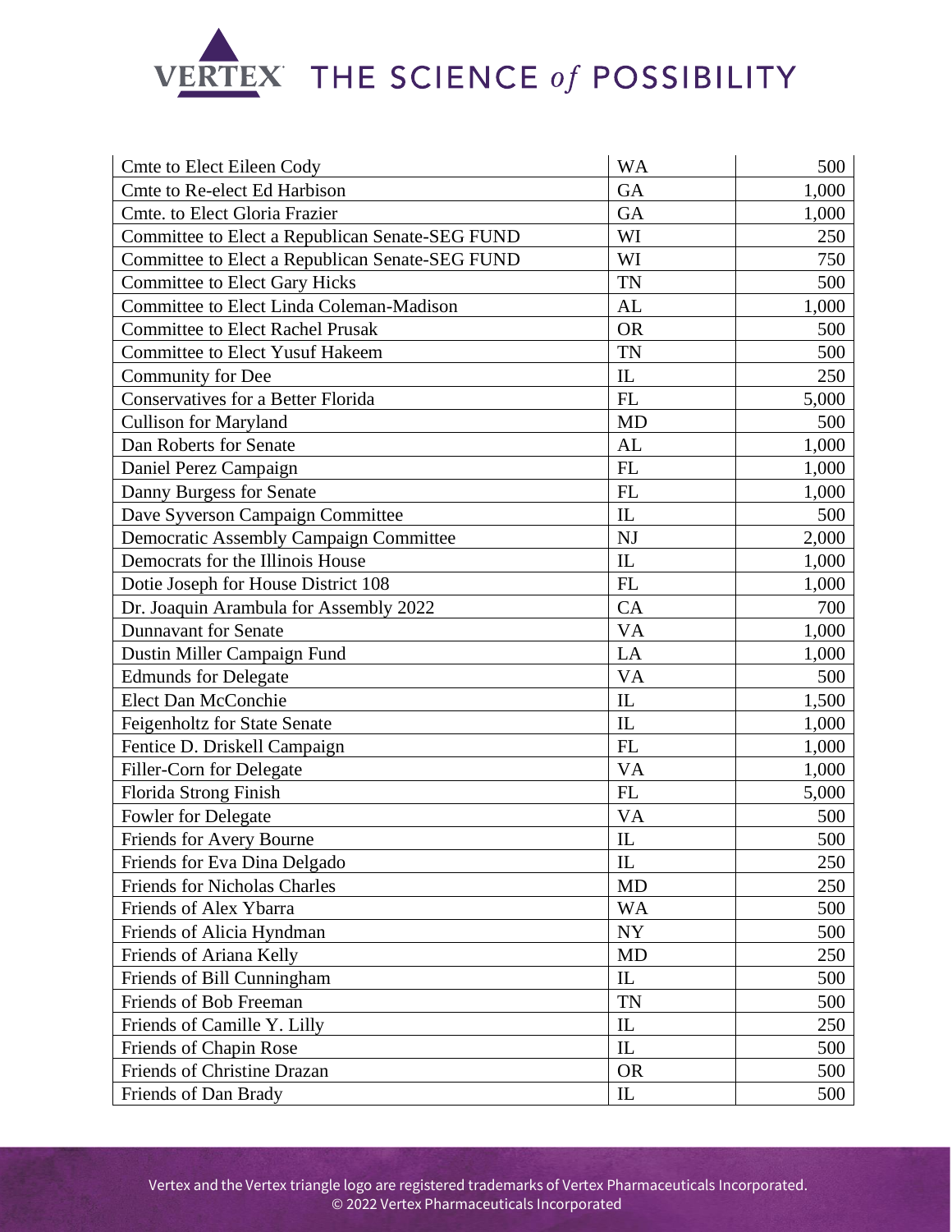| Cmte to Elect Eileen Cody | WA | 500 |
|---|---|---|
| Cmte to Re-elect Ed Harbison | GA | 1,000 |
| Cmte. to Elect Gloria Frazier | GA | 1,000 |
| Committee to Elect a Republican Senate-SEG FUND | WI | 250 |
| Committee to Elect a Republican Senate-SEG FUND | WI | 750 |
| Committee to Elect Gary Hicks | TN | 500 |
| Committee to Elect Linda Coleman-Madison | AL | 1,000 |
| Committee to Elect Rachel Prusak | OR | 500 |
| Committee to Elect Yusuf Hakeem | TN | 500 |
| Community for Dee | IL | 250 |
| Conservatives for a Better Florida | FL | 5,000 |
| Cullison for Maryland | MD | 500 |
| Dan Roberts for Senate | AL | 1,000 |
| Daniel Perez Campaign | FL | 1,000 |
| Danny Burgess for Senate | FL | 1,000 |
| Dave Syverson Campaign Committee | IL | 500 |
| Democratic Assembly Campaign Committee | NJ | 2,000 |
| Democrats for the Illinois House | IL | 1,000 |
| Dotie Joseph for House District 108 | FL | 1,000 |
| Dr. Joaquin Arambula for Assembly 2022 | CA | 700 |
| Dunnavant for Senate | VA | 1,000 |
| Dustin Miller Campaign Fund | LA | 1,000 |
| Edmunds for Delegate | VA | 500 |
| Elect Dan McConchie | IL | 1,500 |
| Feigenholtz for State Senate | IL | 1,000 |
| Fentice D. Driskell Campaign | FL | 1,000 |
| Filler-Corn for Delegate | VA | 1,000 |
| Florida Strong Finish | FL | 5,000 |
| Fowler for Delegate | VA | 500 |
| Friends for Avery Bourne | IL | 500 |
| Friends for Eva Dina Delgado | IL | 250 |
| Friends for Nicholas Charles | MD | 250 |
| Friends of Alex Ybarra | WA | 500 |
| Friends of Alicia Hyndman | NY | 500 |
| Friends of Ariana Kelly | MD | 250 |
| Friends of Bill Cunningham | IL | 500 |
| Friends of Bob Freeman | TN | 500 |
| Friends of Camille Y. Lilly | IL | 250 |
| Friends of Chapin Rose | IL | 500 |
| Friends of Christine Drazan | OR | 500 |
| Friends of Dan Brady | IL | 500 |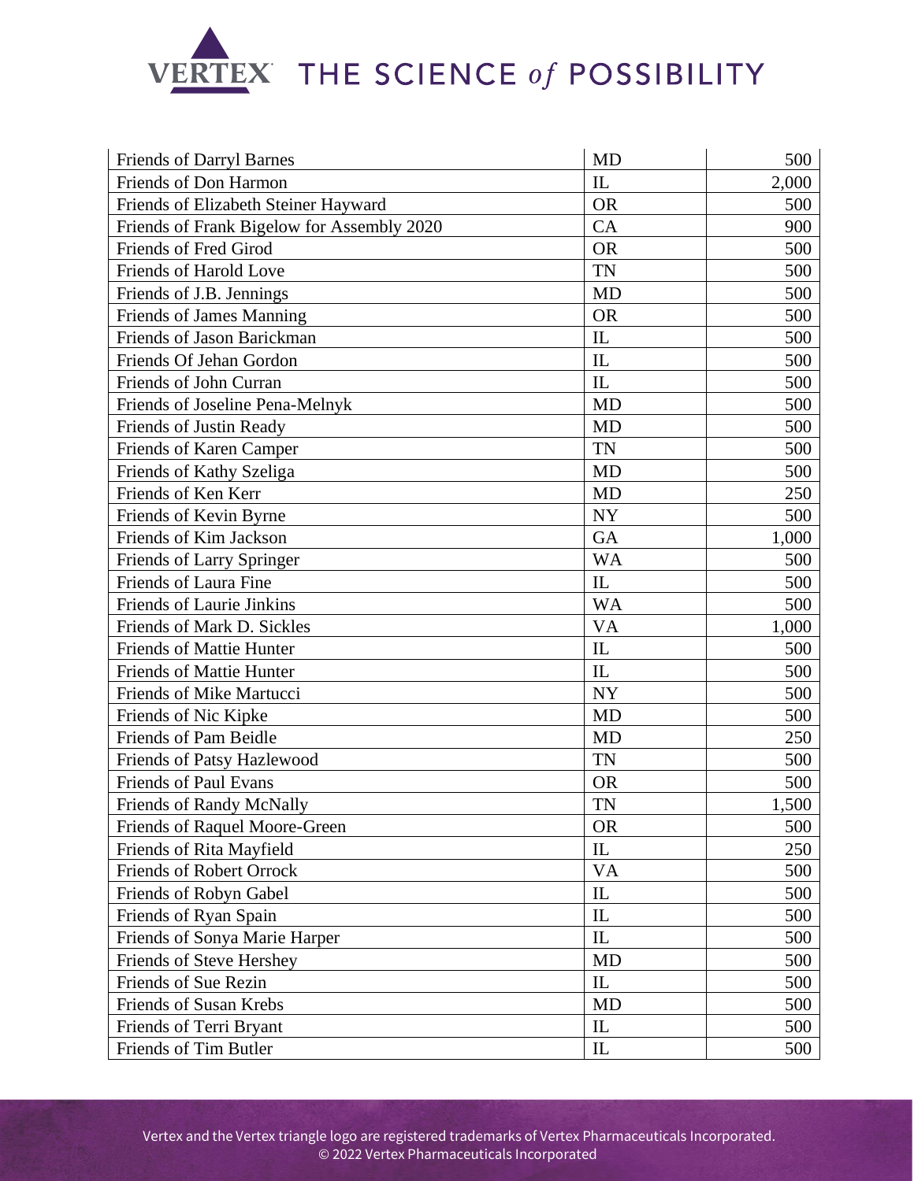| | | |
|---|---|---|
| Friends of Darryl Barnes | MD | 500 |
| Friends of Don Harmon | IL | 2,000 |
| Friends of Elizabeth Steiner Hayward | OR | 500 |
| Friends of Frank Bigelow for Assembly 2020 | CA | 900 |
| Friends of Fred Girod | OR | 500 |
| Friends of Harold Love | TN | 500 |
| Friends of J.B. Jennings | MD | 500 |
| Friends of James Manning | OR | 500 |
| Friends of Jason Barickman | IL | 500 |
| Friends Of Jehan Gordon | IL | 500 |
| Friends of John Curran | IL | 500 |
| Friends of Joseline Pena-Melnyk | MD | 500 |
| Friends of Justin Ready | MD | 500 |
| Friends of Karen Camper | TN | 500 |
| Friends of Kathy Szeliga | MD | 500 |
| Friends of Ken Kerr | MD | 250 |
| Friends of Kevin Byrne | NY | 500 |
| Friends of Kim Jackson | GA | 1,000 |
| Friends of Larry Springer | WA | 500 |
| Friends of Laura Fine | IL | 500 |
| Friends of Laurie Jinkins | WA | 500 |
| Friends of Mark D. Sickles | VA | 1,000 |
| Friends of Mattie Hunter | IL | 500 |
| Friends of Mattie Hunter | IL | 500 |
| Friends of Mike Martucci | NY | 500 |
| Friends of Nic Kipke | MD | 500 |
| Friends of Pam Beidle | MD | 250 |
| Friends of Patsy Hazlewood | TN | 500 |
| Friends of Paul Evans | OR | 500 |
| Friends of Randy McNally | TN | 1,500 |
| Friends of Raquel Moore-Green | OR | 500 |
| Friends of Rita Mayfield | IL | 250 |
| Friends of Robert Orrock | VA | 500 |
| Friends of Robyn Gabel | IL | 500 |
| Friends of Ryan Spain | IL | 500 |
| Friends of Sonya Marie Harper | IL | 500 |
| Friends of Steve Hershey | MD | 500 |
| Friends of Sue Rezin | IL | 500 |
| Friends of Susan Krebs | MD | 500 |
| Friends of Terri Bryant | IL | 500 |
| Friends of Tim Butler | IL | 500 |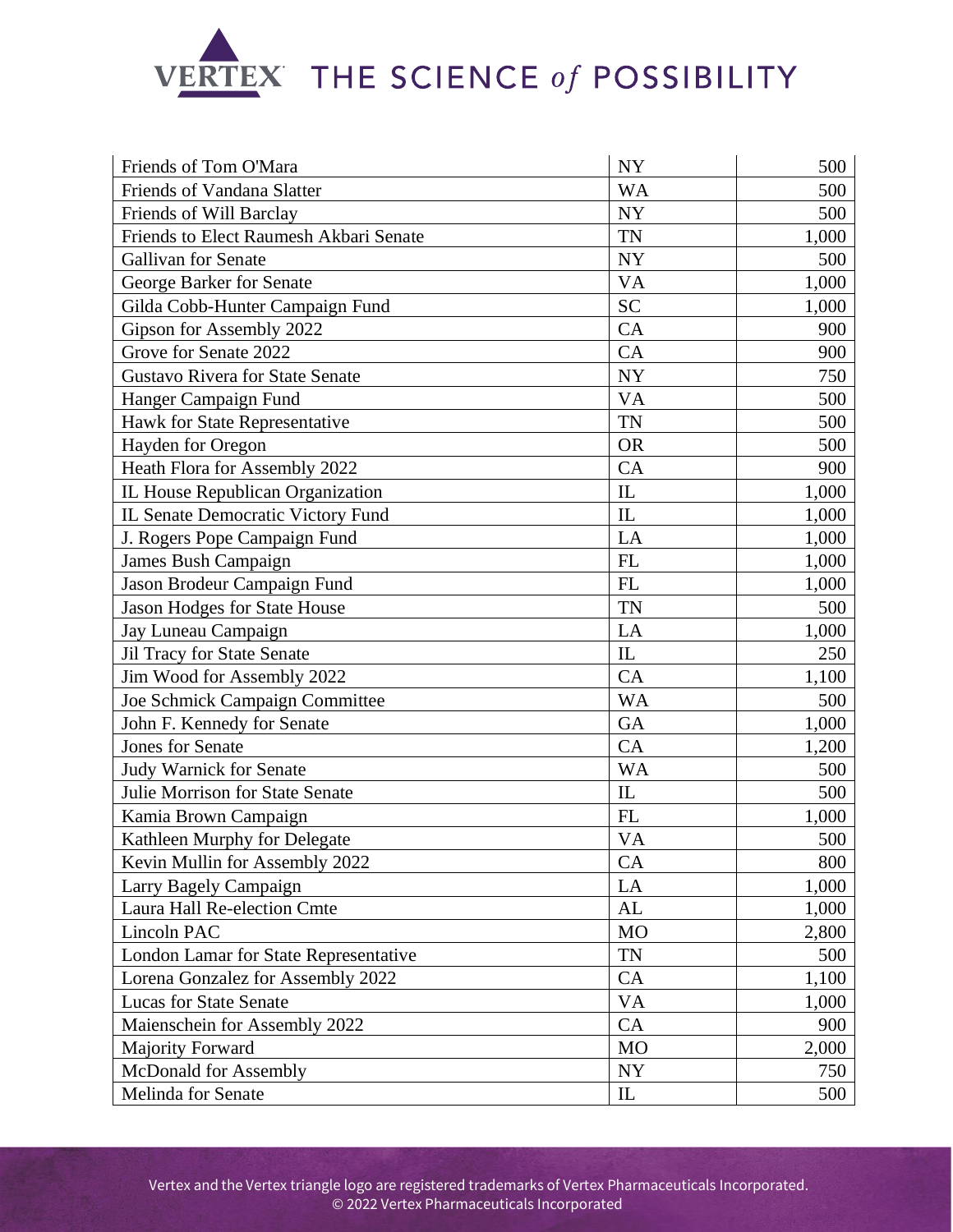| Friends of Tom O'Mara | NY | 500 |
|---|---|---|
| Friends of Vandana Slatter | WA | 500 |
| Friends of Will Barclay | NY | 500 |
| Friends to Elect Raumesh Akbari Senate | TN | 1,000 |
| Gallivan for Senate | NY | 500 |
| George Barker for Senate | VA | 1,000 |
| Gilda Cobb-Hunter Campaign Fund | SC | 1,000 |
| Gipson for Assembly 2022 | CA | 900 |
| Grove for Senate 2022 | CA | 900 |
| Gustavo Rivera for State Senate | NY | 750 |
| Hanger Campaign Fund | VA | 500 |
| Hawk for State Representative | TN | 500 |
| Hayden for Oregon | OR | 500 |
| Heath Flora for Assembly 2022 | CA | 900 |
| IL House Republican Organization | IL | 1,000 |
| IL Senate Democratic Victory Fund | IL | 1,000 |
| J. Rogers Pope Campaign Fund | LA | 1,000 |
| James Bush Campaign | FL | 1,000 |
| Jason Brodeur Campaign Fund | FL | 1,000 |
| Jason Hodges for State House | TN | 500 |
| Jay Luneau Campaign | LA | 1,000 |
| Jil Tracy for State Senate | IL | 250 |
| Jim Wood for Assembly 2022 | CA | 1,100 |
| Joe Schmick Campaign Committee | WA | 500 |
| John F. Kennedy for Senate | GA | 1,000 |
| Jones for Senate | CA | 1,200 |
| Judy Warnick for Senate | WA | 500 |
| Julie Morrison for State Senate | IL | 500 |
| Kamia Brown Campaign | FL | 1,000 |
| Kathleen Murphy for Delegate | VA | 500 |
| Kevin Mullin for Assembly 2022 | CA | 800 |
| Larry Bagely Campaign | LA | 1,000 |
| Laura Hall Re-election Cmte | AL | 1,000 |
| Lincoln PAC | MO | 2,800 |
| London Lamar for State Representative | TN | 500 |
| Lorena Gonzalez for Assembly 2022 | CA | 1,100 |
| Lucas for State Senate | VA | 1,000 |
| Maienschein for Assembly 2022 | CA | 900 |
| Majority Forward | MO | 2,000 |
| McDonald for Assembly | NY | 750 |
| Melinda for Senate | IL | 500 |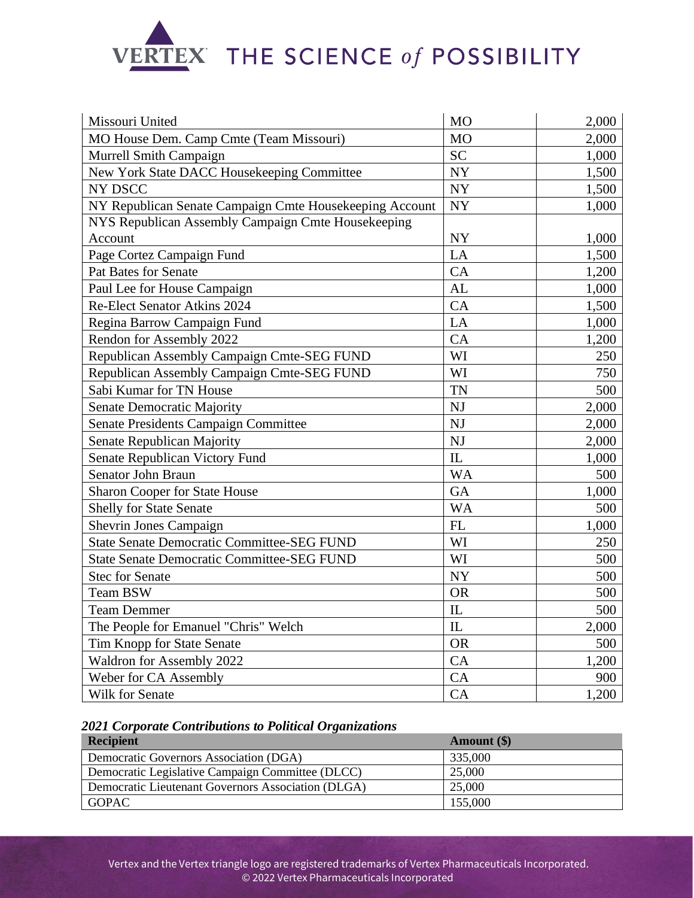| Missouri United | MO | 2,000 |
|---|---|---|
| MO House Dem. Camp Cmte (Team Missouri) | MO | 2,000 |
| Murrell Smith Campaign | SC | 1,000 |
| New York State DACC Housekeeping Committee | NY | 1,500 |
| NY DSCC | NY | 1,500 |
| NY Republican Senate Campaign Cmte Housekeeping Account | NY | 1,000 |
| NYS Republican Assembly Campaign Cmte Housekeeping Account | NY | 1,000 |
| Page Cortez Campaign Fund | LA | 1,500 |
| Pat Bates for Senate | CA | 1,200 |
| Paul Lee for House Campaign | AL | 1,000 |
| Re-Elect Senator Atkins 2024 | CA | 1,500 |
| Regina Barrow Campaign Fund | LA | 1,000 |
| Rendon for Assembly 2022 | CA | 1,200 |
| Republican Assembly Campaign Cmte-SEG FUND | WI | 250 |
| Republican Assembly Campaign Cmte-SEG FUND | WI | 750 |
| Sabi Kumar for TN House | TN | 500 |
| Senate Democratic Majority | NJ | 2,000 |
| Senate Presidents Campaign Committee | NJ | 2,000 |
| Senate Republican Majority | NJ | 2,000 |
| Senate Republican Victory Fund | IL | 1,000 |
| Senator John Braun | WA | 500 |
| Sharon Cooper for State House | GA | 1,000 |
| Shelly for State Senate | WA | 500 |
| Shevrin Jones Campaign | FL | 1,000 |
| State Senate Democratic Committee-SEG FUND | WI | 250 |
| State Senate Democratic Committee-SEG FUND | WI | 500 |
| Stec for Senate | NY | 500 |
| Team BSW | OR | 500 |
| Team Demmer | IL | 500 |
| The People for Emanuel "Chris" Welch | IL | 2,000 |
| Tim Knopp for State Senate | OR | 500 |
| Waldron for Assembly 2022 | CA | 1,200 |
| Weber for CA Assembly | CA | 900 |
| Wilk for Senate | CA | 1,200 |

***2021 Corporate Contributions to Political Organizations***

| Recipient | Amount ($) |
|---|---|
| Democratic Governors Association (DGA) | 335,000 |
| Democratic Legislative Campaign Committee (DLCC) | 25,000 |
| Democratic Lieutenant Governors Association (DLGA) | 25,000 |
| GOPAC | 155,000 |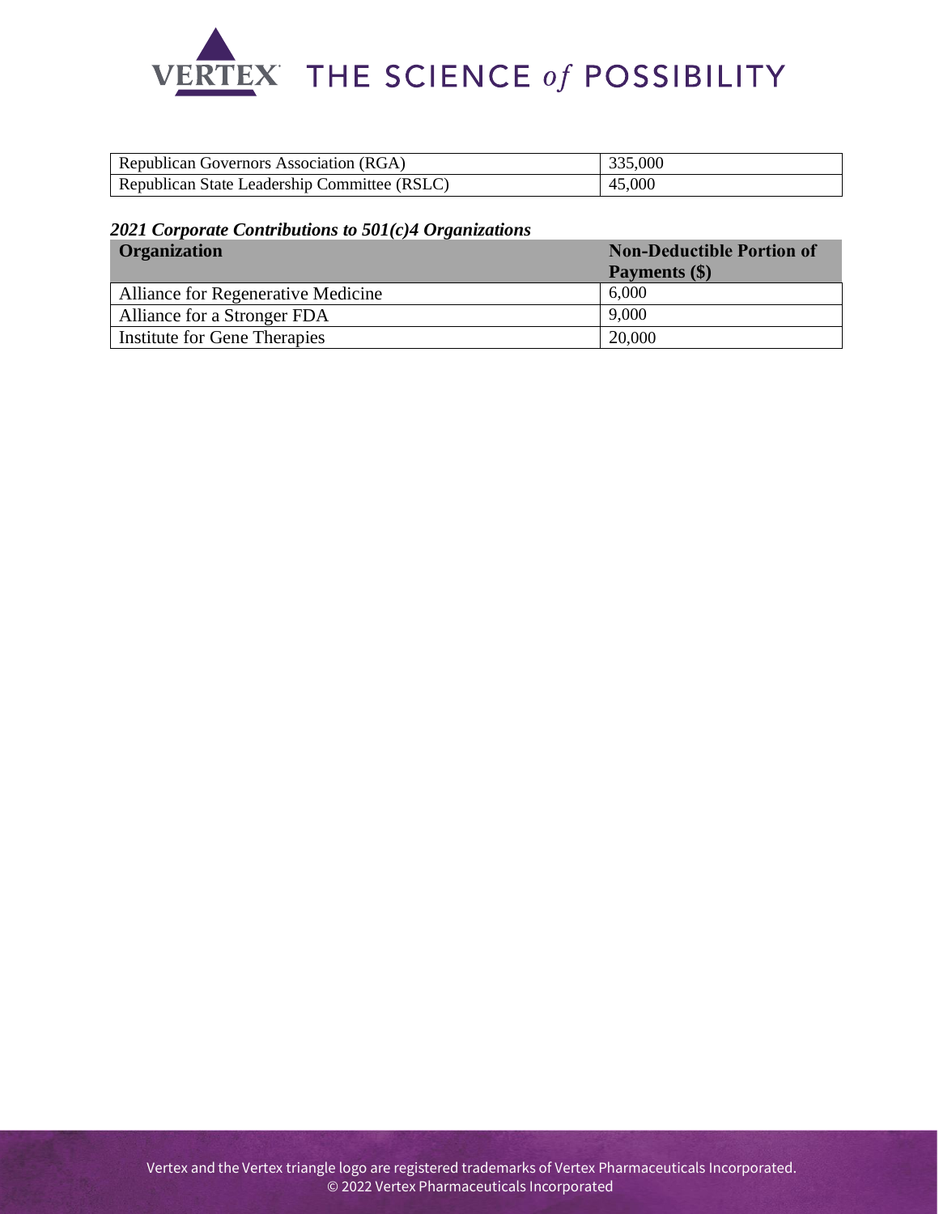| | |
|---|---|
| Republican Governors Association (RGA) | 335,000 |
| Republican State Leadership Committee (RSLC) | 45,000 |

***2021 Corporate Contributions to 501(c)4 Organizations***

| Organization | Non-Deductible Portion of Payments ($) |
|---|---|
| Alliance for Regenerative Medicine | 6,000 |
| Alliance for a Stronger FDA | 9,000 |
| Institute for Gene Therapies | 20,000 |